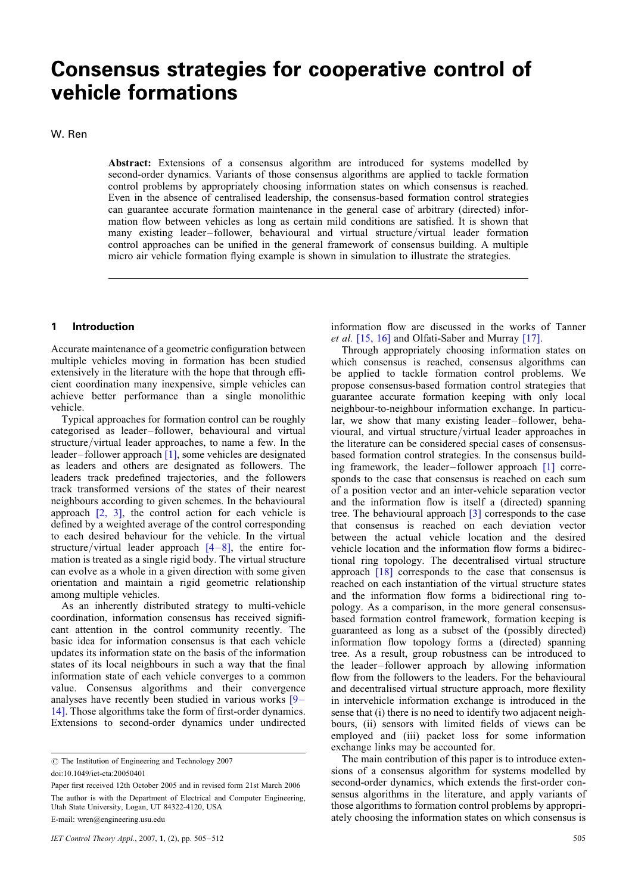# Consensus strategies for cooperative control of vehicle formations

W. Ren

**Abstract:** Extensions of a consensus algorithm are introduced for systems modelled by second-order dynamics. Variants of those consensus algorithms are applied to tackle formation control problems by appropriately choosing information states on which consensus is reached. Even in the absence of centralised leadership, the consensus-based formation control strategies can guarantee accurate formation maintenance in the general case of arbitrary (directed) information flow between vehicles as long as certain mild conditions are satisfied. It is shown that many existing leader–follower, behavioural and virtual structure/virtual leader formation control approaches can be unified in the general framework of consensus building. A multiple micro air vehicle formation flying example is shown in simulation to illustrate the strategies.

## 1 Introduction

Accurate maintenance of a geometric configuration between multiple vehicles moving in formation has been studied extensively in the literature with the hope that through efficient coordination many inexpensive, simple vehicles can achieve better performance than a single monolithic vehicle.

Typical approaches for formation control can be roughly categorised as leader–follower, behavioural and virtual structure/virtual leader approaches, to name a few. In the leader–follower approach [1], some vehicles are designated as leaders and others are designated as followers. The leaders track predefined trajectories, and the followers track transformed versions of the states of their nearest neighbours according to given schemes. In the behavioural approach [2, 3], the control action for each vehicle is defined by a weighted average of the control corresponding to each desired behaviour for the vehicle. In the virtual structure/virtual leader approach [4–8], the entire formation is treated as a single rigid body. The virtual structure can evolve as a whole in a given direction with some given orientation and maintain a rigid geometric relationship among multiple vehicles.

As an inherently distributed strategy to multi-vehicle coordination, information consensus has received significant attention in the control community recently. The basic idea for information consensus is that each vehicle updates its information state on the basis of the information states of its local neighbours in such a way that the final information state of each vehicle converges to a common value. Consensus algorithms and their convergence analyses have recently been studied in various works [9–14]. Those algorithms take the form of first-order dynamics. Extensions to second-order dynamics under undirected information flow are discussed in the works of Tanner *et al.* [15, 16] and Olfati-Saber and Murray [17].

Through appropriately choosing information states on which consensus is reached, consensus algorithms can be applied to tackle formation control problems. We propose consensus-based formation control strategies that guarantee accurate formation keeping with only local neighbour-to-neighbour information exchange. In particular, we show that many existing leader–follower, behavioural, and virtual structure/virtual leader approaches in the literature can be considered special cases of consensus-based formation control strategies. In the consensus building framework, the leader–follower approach [1] corresponds to the case that consensus is reached on each sum of a position vector and an inter-vehicle separation vector and the information flow is itself a (directed) spanning tree. The behavioural approach [3] corresponds to the case that consensus is reached on each deviation vector between the actual vehicle location and the desired vehicle location and the information flow forms a bidirectional ring topology. The decentralised virtual structure approach [18] corresponds to the case that consensus is reached on each instantiation of the virtual structure states and the information flow forms a bidirectional ring topology. As a comparison, in the more general consensus-based formation control framework, formation keeping is guaranteed as long as a subset of the (possibly directed) information flow topology forms a (directed) spanning tree. As a result, group robustness can be introduced to the leader–follower approach by allowing information flow from the followers to the leaders. For the behavioural and decentralised virtual structure approach, more flexity in intervehicle information exchange is introduced in the sense that (i) there is no need to identify two adjacent neighbours, (ii) sensors with limited fields of views can be employed and (iii) packet loss for some information exchange links may be accounted for.

The main contribution of this paper is to introduce extensions of a consensus algorithm for systems modelled by second-order dynamics, which extends the first-order consensus algorithms in the literature, and apply variants of those algorithms to formation control problems by appropriately choosing the information states on which consensus is

© The Institution of Engineering and Technology 2007

doi:10.1049/iet-cta:20050401

Paper first received 12th October 2005 and in revised form 21st March 2006

The author is with the Department of Electrical and Computer Engineering, Utah State University, Logan, UT 84322-4120, USA

E-mail: wren@engineering.usu.edu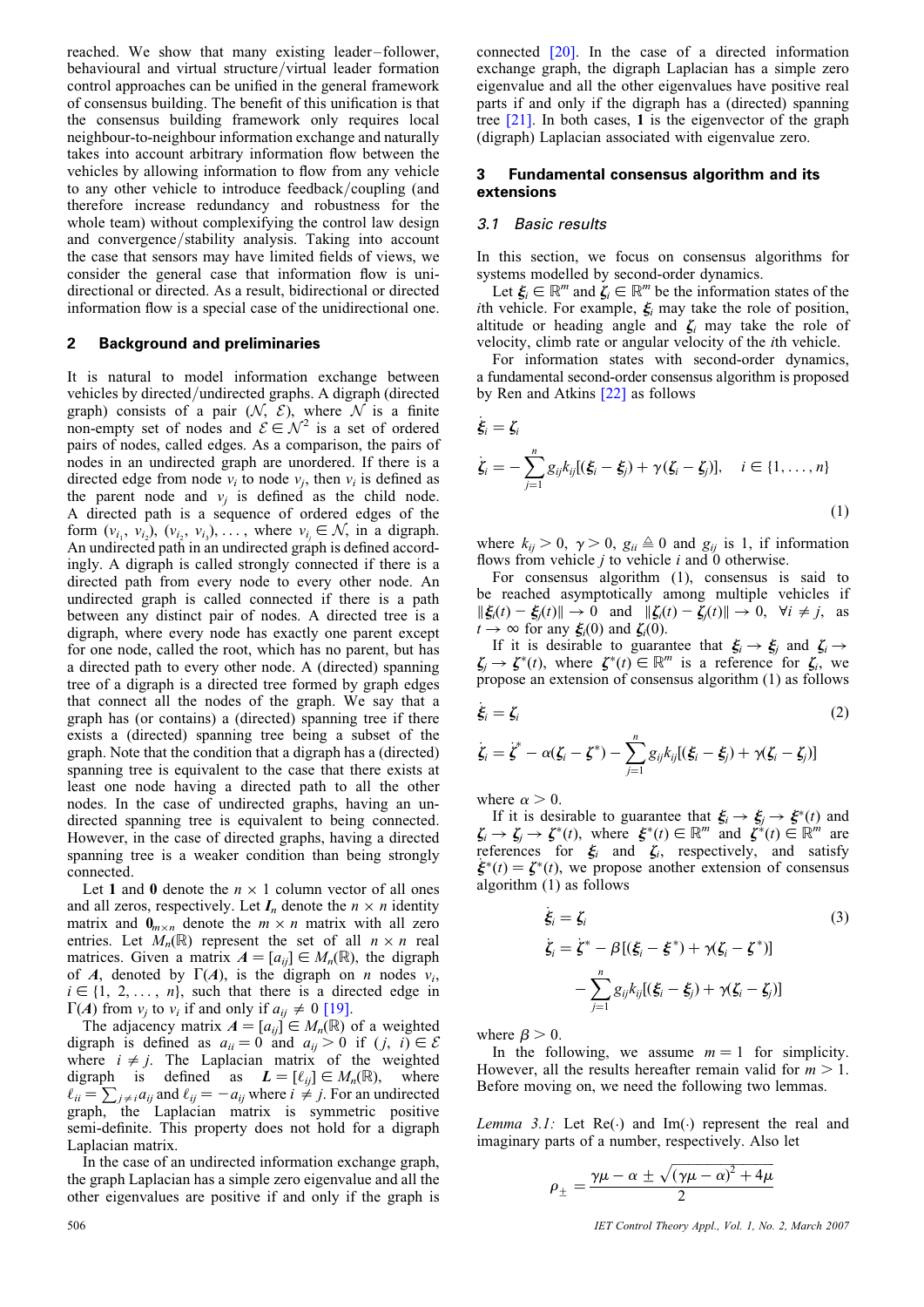reached. We show that many existing leader–follower, behavioural and virtual structure/virtual leader formation control approaches can be unified in the general framework of consensus building. The benefit of this unification is that the consensus building framework only requires local neighbour-to-neighbour information exchange and naturally takes into account arbitrary information flow between the vehicles by allowing information to flow from any vehicle to any other vehicle to introduce feedback/coupling (and therefore increase redundancy and robustness for the whole team) without complexifying the control law design and convergence/stability analysis. Taking into account the case that sensors may have limited fields of views, we consider the general case that information flow is unidirectional or directed. As a result, bidirectional or directed information flow is a special case of the unidirectional one.

## 2 Background and preliminaries

It is natural to model information exchange between vehicles by directed/undirected graphs. A digraph (directed graph) consists of a pair $(\mathcal{N}, \mathcal{E})$, where $\mathcal{N}$ is a finite non-empty set of nodes and $\mathcal{E} \in \mathcal{N}^2$ is a set of ordered pairs of nodes, called edges. As a comparison, the pairs of nodes in an undirected graph are unordered. If there is a directed edge from node $v_i$ to node $v_j$, then $v_i$ is defined as the parent node and $v_j$ is defined as the child node. A directed path is a sequence of ordered edges of the form $(v_{i_1}, v_{i_2}), (v_{i_2}, v_{i_3}), \ldots$, where $v_{i_j} \in \mathcal{N}$, in a digraph. An undirected path in an undirected graph is defined accordingly. A digraph is called strongly connected if there is a directed path from every node to every other node. An undirected graph is called connected if there is a path between any distinct pair of nodes. A directed tree is a digraph, where every node has exactly one parent except for one node, called the root, which has no parent, but has a directed path to every other node. A (directed) spanning tree of a digraph is a directed tree formed by graph edges that connect all the nodes of the graph. We say that a graph has (or contains) a (directed) spanning tree if there exists a (directed) spanning tree being a subset of the graph. Note that the condition that a digraph has a (directed) spanning tree is equivalent to the case that there exists at least one node having a directed path to all the other nodes. In the case of undirected graphs, having an undirected spanning tree is equivalent to being connected. However, in the case of directed graphs, having a directed spanning tree is a weaker condition than being strongly connected.

Let $\mathbf{1}$ and $\mathbf{0}$ denote the $n \times 1$ column vector of all ones and all zeros, respectively. Let $\boldsymbol{I}_n$ denote the $n \times n$ identity matrix and $\mathbf{0}_{m \times n}$ denote the $m \times n$ matrix with all zero entries. Let $M_n(\mathbb{R})$ represent the set of all $n \times n$ real matrices. Given a matrix $\boldsymbol{A} = [a_{ij}] \in M_n(\mathbb{R})$, the digraph of $\boldsymbol{A}$, denoted by $\Gamma(\boldsymbol{A})$, is the digraph on $n$ nodes $v_i$, $i \in \{1, 2, \ldots, n\}$, such that there is a directed edge in $\Gamma(\boldsymbol{A})$ from $v_j$ to $v_i$ if and only if $a_{ij} \neq 0$ [19].

The adjacency matrix $\boldsymbol{A} = [a_{ij}] \in M_n(\mathbb{R})$ of a weighted digraph is defined as $a_{ii} = 0$ and $a_{ij} > 0$ if $(j, i) \in \mathcal{E}$ where $i \neq j$. The Laplacian matrix of the weighted digraph is defined as $\boldsymbol{L} = [\ell_{ij}] \in M_n(\mathbb{R})$, where $\ell_{ii} = \sum_{j \neq i} a_{ij}$ and $\ell_{ij} = -a_{ij}$ where $i \neq j$. For an undirected graph, the Laplacian matrix is symmetric positive semi-definite. This property does not hold for a digraph Laplacian matrix.

In the case of an undirected information exchange graph, the graph Laplacian has a simple zero eigenvalue and all the other eigenvalues are positive if and only if the graph is connected [20]. In the case of a directed information exchange graph, the digraph Laplacian has a simple zero eigenvalue and all the other eigenvalues have positive real parts if and only if the digraph has a (directed) spanning tree [21]. In both cases, $\mathbf{1}$ is the eigenvector of the graph (digraph) Laplacian associated with eigenvalue zero.

## 3 Fundamental consensus algorithm and its extensions

### 3.1 Basic results

In this section, we focus on consensus algorithms for systems modelled by second-order dynamics.

Let $\boldsymbol{\xi}_i \in \mathbb{R}^m$ and $\boldsymbol{\zeta}_i \in \mathbb{R}^m$ be the information states of the $i$th vehicle. For example, $\boldsymbol{\xi}_i$ may take the role of position, altitude or heading angle and $\boldsymbol{\zeta}_i$ may take the role of velocity, climb rate or angular velocity of the $i$th vehicle.

For information states with second-order dynamics, a fundamental second-order consensus algorithm is proposed by Ren and Atkins [22] as follows

$$
\begin{aligned}
\dot{\boldsymbol{\xi}}_i &= \boldsymbol{\zeta}_i \\
\dot{\boldsymbol{\zeta}}_i &= -\sum_{j=1}^{n} g_{ij} k_{ij} [(\boldsymbol{\xi}_i - \boldsymbol{\xi}_j) + \gamma(\boldsymbol{\zeta}_i - \boldsymbol{\zeta}_j)], \quad i \in \{1, \ldots, n\}
\end{aligned} \tag{1}
$$

where $k_{ij} > 0$, $\gamma > 0$, $g_{ii} \triangleq 0$ and $g_{ij}$ is 1, if information flows from vehicle $j$ to vehicle $i$ and 0 otherwise.

For consensus algorithm (1), consensus is said to be reached asymptotically among multiple vehicles if $\|\boldsymbol{\xi}_i(t) - \boldsymbol{\xi}_j(t)\| \to 0$ and $\|\boldsymbol{\zeta}_i(t) - \boldsymbol{\zeta}_j(t)\| \to 0$, $\forall i \neq j$, as $t \to \infty$ for any $\boldsymbol{\xi}_i(0)$ and $\boldsymbol{\zeta}_i(0)$.

If it is desirable to guarantee that $\boldsymbol{\xi}_i \to \boldsymbol{\xi}_j$ and $\boldsymbol{\zeta}_i \to \boldsymbol{\zeta}_j \to \boldsymbol{\zeta}^*(t)$, where $\boldsymbol{\zeta}^*(t) \in \mathbb{R}^m$ is a reference for $\boldsymbol{\zeta}_i$, we propose an extension of consensus algorithm (1) as follows

$$
\begin{aligned}
\dot{\boldsymbol{\xi}}_i &= \boldsymbol{\zeta}_i \\
\dot{\boldsymbol{\zeta}}_i &= \dot{\boldsymbol{\zeta}}^* - \alpha(\boldsymbol{\zeta}_i - \boldsymbol{\zeta}^*) - \sum_{j=1}^{n} g_{ij} k_{ij} [(\boldsymbol{\xi}_i - \boldsymbol{\xi}_j) + \gamma(\boldsymbol{\zeta}_i - \boldsymbol{\zeta}_j)]
\end{aligned} \tag{2}
$$

where $\alpha > 0$.

If it is desirable to guarantee that $\boldsymbol{\xi}_i \to \boldsymbol{\xi}_j \to \boldsymbol{\xi}^*(t)$ and $\boldsymbol{\zeta}_i \to \boldsymbol{\zeta}_j \to \boldsymbol{\zeta}^*(t)$, where $\boldsymbol{\xi}^*(t) \in \mathbb{R}^m$ and $\boldsymbol{\zeta}^*(t) \in \mathbb{R}^m$ are references for $\boldsymbol{\xi}_i$ and $\boldsymbol{\zeta}_i$, respectively, and satisfy $\dot{\boldsymbol{\xi}}^*(t) = \boldsymbol{\zeta}^*(t)$, we propose another extension of consensus algorithm (1) as follows

$$
\begin{aligned}
\dot{\boldsymbol{\xi}}_i &= \boldsymbol{\zeta}_i \\
\dot{\boldsymbol{\zeta}}_i &= \dot{\boldsymbol{\zeta}}^* - \beta[(\boldsymbol{\xi}_i - \boldsymbol{\xi}^*) + \gamma(\boldsymbol{\zeta}_i - \boldsymbol{\zeta}^*)] \\
&\quad - \sum_{j=1}^{n} g_{ij} k_{ij} [(\boldsymbol{\xi}_i - \boldsymbol{\xi}_j) + \gamma(\boldsymbol{\zeta}_i - \boldsymbol{\zeta}_j)]
\end{aligned} \tag{3}
$$

where $\beta > 0$.

In the following, we assume $m = 1$ for simplicity. However, all the results hereafter remain valid for $m > 1$. Before moving on, we need the following two lemmas.

*Lemma 3.1:* Let $\mathrm{Re}(\cdot)$ and $\mathrm{Im}(\cdot)$ represent the real and imaginary parts of a number, respectively. Also let

$$
\rho_{\pm} = \frac{\gamma\mu - \alpha \pm \sqrt{(\gamma\mu - \alpha)^2 + 4\mu}}{2}
$$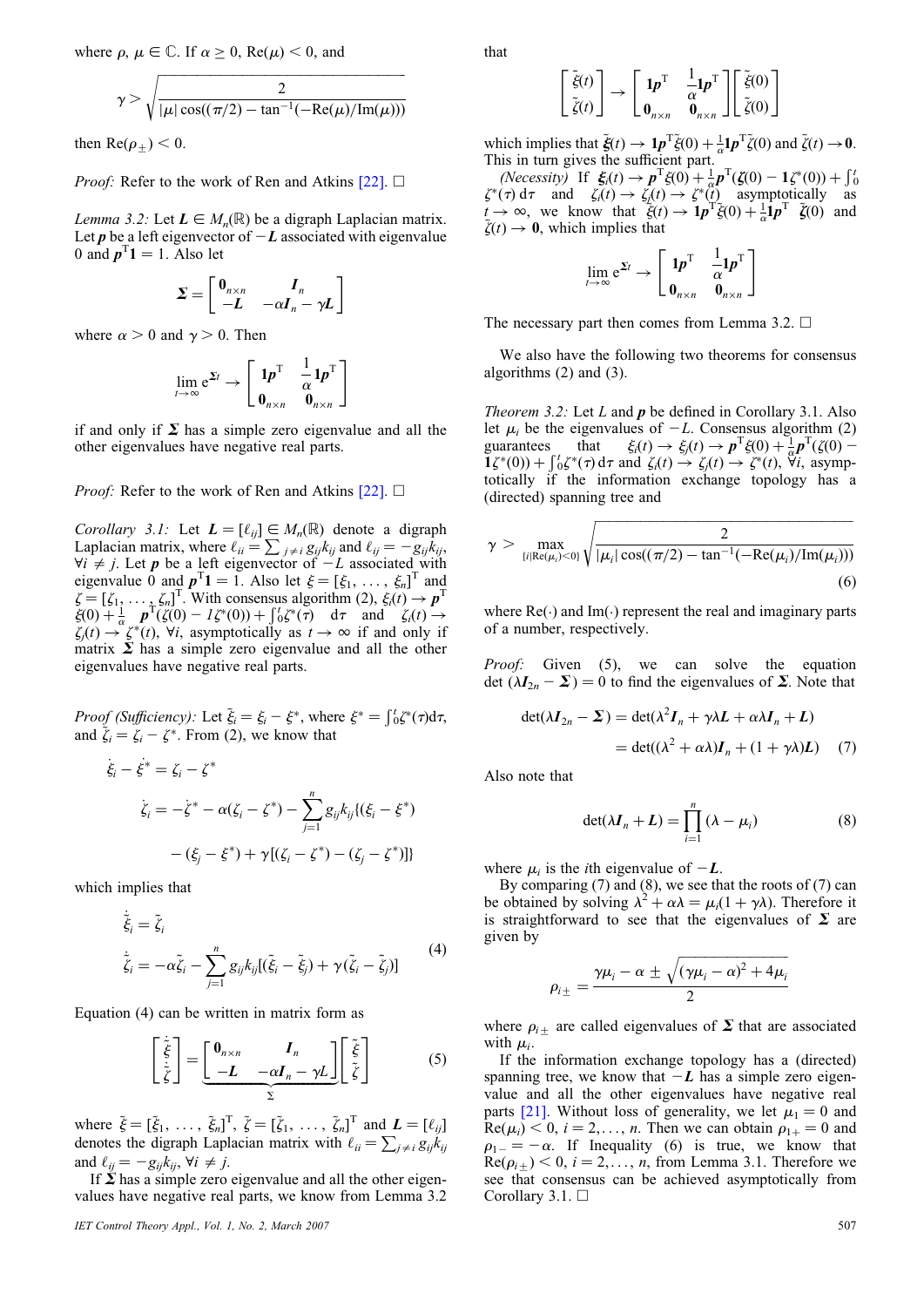where $\rho$, $\mu \in \mathbb{C}$. If $\alpha \geq 0$, $\text{Re}(\mu) < 0$, and

$$\gamma > \sqrt{\frac{2}{|\mu| \cos((\pi/2) - \tan^{-1}(-\text{Re}(\mu)/\text{Im}(\mu)))}}$$

then $\text{Re}(\rho_{\pm}) < 0$.

*Proof:* Refer to the work of Ren and Atkins [22]. □

*Lemma 3.2:* Let $\boldsymbol{L} \in M_n(\mathbb{R})$ be a digraph Laplacian matrix. Let $\boldsymbol{p}$ be a left eigenvector of $-\boldsymbol{L}$ associated with eigenvalue 0 and $\boldsymbol{p}^{\mathrm{T}}\mathbf{1} = 1$. Also let

$$\boldsymbol{\Sigma} = \begin{bmatrix} \mathbf{0}_{n\times n} & \boldsymbol{I}_n \\ -\boldsymbol{L} & -\alpha \boldsymbol{I}_n - \gamma \boldsymbol{L} \end{bmatrix}$$

where $\alpha > 0$ and $\gamma > 0$. Then

$$\lim_{t\to\infty} \mathrm{e}^{\boldsymbol{\Sigma} t} \to \begin{bmatrix} \mathbf{1}\boldsymbol{p}^{\mathrm{T}} & \frac{1}{\alpha}\mathbf{1}\boldsymbol{p}^{\mathrm{T}} \\ \mathbf{0}_{n\times n} & \mathbf{0}_{n\times n} \end{bmatrix}$$

if and only if $\boldsymbol{\Sigma}$ has a simple zero eigenvalue and all the other eigenvalues have negative real parts.

*Proof:* Refer to the work of Ren and Atkins [22]. □

*Corollary 3.1:* Let $\boldsymbol{L} = [\ell_{ij}] \in M_n(\mathbb{R})$ denote a digraph Laplacian matrix, where $\ell_{ii} = \sum_{j\neq i} g_{ij}k_{ij}$ and $\ell_{ij} = -g_{ij}k_{ij}$, $\forall i \neq j$. Let $\boldsymbol{p}$ be a left eigenvector of $-L$ associated with eigenvalue 0 and $\boldsymbol{p}^{\mathrm{T}}\mathbf{1} = 1$. Also let $\xi = [\xi_1, \ldots, \xi_n]^{\mathrm{T}}$ and $\zeta = [\zeta_1, \ldots, \zeta_n]^{\mathrm{T}}$. With consensus algorithm (2), $\xi_i(t) \to \boldsymbol{p}^{\mathrm{T}}\xi(0) + \frac{1}{\alpha}\boldsymbol{p}^{\mathrm{T}}(\zeta(0) - I\zeta^*(0)) + \int_0^t \zeta^*(\tau)\,\mathrm{d}\tau$ and $\zeta_i(t) \to \zeta_j(t) \to \zeta^*(t)$, $\forall i$, asymptotically as $t \to \infty$ if and only if matrix $\boldsymbol{\Sigma}$ has a simple zero eigenvalue and all the other eigenvalues have negative real parts.

*Proof (Sufficiency):* Let $\tilde{\xi}_i = \xi_i - \xi^*$, where $\xi^* = \int_0^t \zeta^*(\tau)\mathrm{d}\tau$, and $\tilde{\zeta}_i = \zeta_i - \zeta^*$. From (2), we know that

$$\dot{\xi}_i - \dot{\xi}^* = \zeta_i - \zeta^*$$

$$\dot{\zeta}_i = -\dot{\zeta}^* - \alpha(\zeta_i - \zeta^*) - \sum_{j=1}^{n} g_{ij}k_{ij}\{(\xi_i - \xi^*) - (\xi_j - \xi^*) + \gamma[(\zeta_i - \zeta^*) - (\zeta_j - \zeta^*)]\}$$

which implies that

$$\begin{aligned} \dot{\tilde{\xi}}_i &= \tilde{\zeta}_i \\ \dot{\tilde{\zeta}}_i &= -\alpha\tilde{\zeta}_i - \sum_{j=1}^{n} g_{ij}k_{ij}[(\tilde{\xi}_i - \tilde{\xi}_j) + \gamma(\tilde{\zeta}_i - \tilde{\zeta}_j)] \end{aligned} \tag{4}$$

Equation (4) can be written in matrix form as

$$\begin{bmatrix} \dot{\tilde{\xi}} \\ \dot{\tilde{\zeta}} \end{bmatrix} = \underbrace{\begin{bmatrix} \mathbf{0}_{n\times n} & \boldsymbol{I}_n \\ -\boldsymbol{L} & -\alpha\boldsymbol{I}_n - \gamma L \end{bmatrix}}_{\Sigma} \begin{bmatrix} \tilde{\xi} \\ \tilde{\zeta} \end{bmatrix} \tag{5}$$

where $\tilde{\xi} = [\tilde{\xi}_1, \ldots, \tilde{\xi}_n]^{\mathrm{T}}$, $\tilde{\zeta} = [\tilde{\zeta}_1, \ldots, \tilde{\zeta}_n]^{\mathrm{T}}$ and $\boldsymbol{L} = [\ell_{ij}]$ denotes the digraph Laplacian matrix with $\ell_{ii} = \sum_{j\neq i} g_{ij}k_{ij}$ and $\ell_{ij} = -g_{ij}k_{ij}$, $\forall i \neq j$.

If $\boldsymbol{\Sigma}$ has a simple zero eigenvalue and all the other eigenvalues have negative real parts, we know from Lemma 3.2 that

$$\begin{bmatrix} \tilde{\xi}(t) \\ \tilde{\zeta}(t) \end{bmatrix} \to \begin{bmatrix} \mathbf{1}\boldsymbol{p}^{\mathrm{T}} & \frac{1}{\alpha}\mathbf{1}\boldsymbol{p}^{\mathrm{T}} \\ \mathbf{0}_{n\times n} & \mathbf{0}_{n\times n} \end{bmatrix} \begin{bmatrix} \tilde{\xi}(0) \\ \tilde{\zeta}(0) \end{bmatrix}$$

which implies that $\tilde{\boldsymbol{\xi}}(t) \to \mathbf{1}\boldsymbol{p}^{\mathrm{T}}\tilde{\xi}(0) + \frac{1}{\alpha}\mathbf{1}\boldsymbol{p}^{\mathrm{T}}\tilde{\zeta}(0)$ and $\tilde{\zeta}(t) \to \mathbf{0}$. This in turn gives the sufficient part.

*(Necessity)* If $\boldsymbol{\xi}_i(t) \to \boldsymbol{p}^{\mathrm{T}}\xi(0) + \frac{1}{\alpha}\boldsymbol{p}^{\mathrm{T}}(\boldsymbol{\zeta}(0) - \mathbf{1}\zeta^*(0)) + \int_0^t \zeta^*(\tau)\,\mathrm{d}\tau$ and $\zeta_i(t) \to \zeta_j(t) \to \zeta^*(t)$ asymptotically as $t \to \infty$, we know that $\tilde{\xi}(t) \to \mathbf{1}\boldsymbol{p}^{\mathrm{T}}\tilde{\xi}(0) + \frac{1}{\alpha}\mathbf{1}\boldsymbol{p}^{\mathrm{T}}\ \tilde{\zeta}(0)$ and $\tilde{\zeta}(t) \to \mathbf{0}$, which implies that

$$\lim_{t\to\infty} \mathrm{e}^{\boldsymbol{\Sigma} t} \to \begin{bmatrix} \mathbf{1}\boldsymbol{p}^{\mathrm{T}} & \frac{1}{\alpha}\mathbf{1}\boldsymbol{p}^{\mathrm{T}} \\ \mathbf{0}_{n\times n} & \mathbf{0}_{n\times n} \end{bmatrix}$$

The necessary part then comes from Lemma 3.2. □

We also have the following two theorems for consensus algorithms (2) and (3).

*Theorem 3.2:* Let $L$ and $\boldsymbol{p}$ be defined in Corollary 3.1. Also let $\mu_i$ be the eigenvalues of $-L$. Consensus algorithm (2) guarantees that $\xi_i(t) \to \xi_j(t) \to \boldsymbol{p}^{\mathrm{T}}\xi(0) + \frac{1}{\alpha}\boldsymbol{p}^{\mathrm{T}}(\zeta(0) - \mathbf{1}\zeta^*(0)) + \int_0^t \zeta^*(\tau)\,\mathrm{d}\tau$ and $\zeta_i(t) \to \zeta_j(t) \to \zeta^*(t)$, $\forall i$, asymptotically if the information exchange topology has a (directed) spanning tree and

$$\gamma > \max_{\{i|\text{Re}(\mu_i)<0\}} \sqrt{\frac{2}{|\mu_i| \cos((\pi/2) - \tan^{-1}(-\text{Re}(\mu_i)/\text{Im}(\mu_i)))}} \tag{6}$$

where $\text{Re}(\cdot)$ and $\text{Im}(\cdot)$ represent the real and imaginary parts of a number, respectively.

*Proof:* Given (5), we can solve the equation $\det(\lambda \boldsymbol{I}_{2n} - \boldsymbol{\Sigma}) = 0$ to find the eigenvalues of $\boldsymbol{\Sigma}$. Note that

$$\begin{aligned} \det(\lambda \boldsymbol{I}_{2n} - \boldsymbol{\Sigma}) &= \det(\lambda^2 \boldsymbol{I}_n + \gamma\lambda \boldsymbol{L} + \alpha\lambda \boldsymbol{I}_n + \boldsymbol{L}) \\ &= \det((\lambda^2 + \alpha\lambda)\boldsymbol{I}_n + (1 + \gamma\lambda)\boldsymbol{L}) \end{aligned} \tag{7}$$

Also note that

$$\det(\lambda \boldsymbol{I}_n + \boldsymbol{L}) = \prod_{i=1}^{n} (\lambda - \mu_i) \tag{8}$$

where $\mu_i$ is the $i$th eigenvalue of $-\boldsymbol{L}$.

By comparing (7) and (8), we see that the roots of (7) can be obtained by solving $\lambda^2 + \alpha\lambda = \mu_i(1 + \gamma\lambda)$. Therefore it is straightforward to see that the eigenvalues of $\boldsymbol{\Sigma}$ are given by

$$\rho_{i\pm} = \frac{\gamma\mu_i - \alpha \pm \sqrt{(\gamma\mu_i - \alpha)^2 + 4\mu_i}}{2}$$

where $\rho_{i\pm}$ are called eigenvalues of $\boldsymbol{\Sigma}$ that are associated with $\mu_i$.

If the information exchange topology has a (directed) spanning tree, we know that $-\boldsymbol{L}$ has a simple zero eigenvalue and all the other eigenvalues have negative real parts [21]. Without loss of generality, we let $\mu_1 = 0$ and $\text{Re}(\mu_i) < 0$, $i = 2, \ldots, n$. Then we can obtain $\rho_{1+} = 0$ and $\rho_{1-} = -\alpha$. If Inequality (6) is true, we know that $\text{Re}(\rho_{i\pm}) < 0$, $i = 2, \ldots, n$, from Lemma 3.1. Therefore we see that consensus can be achieved asymptotically from Corollary 3.1. □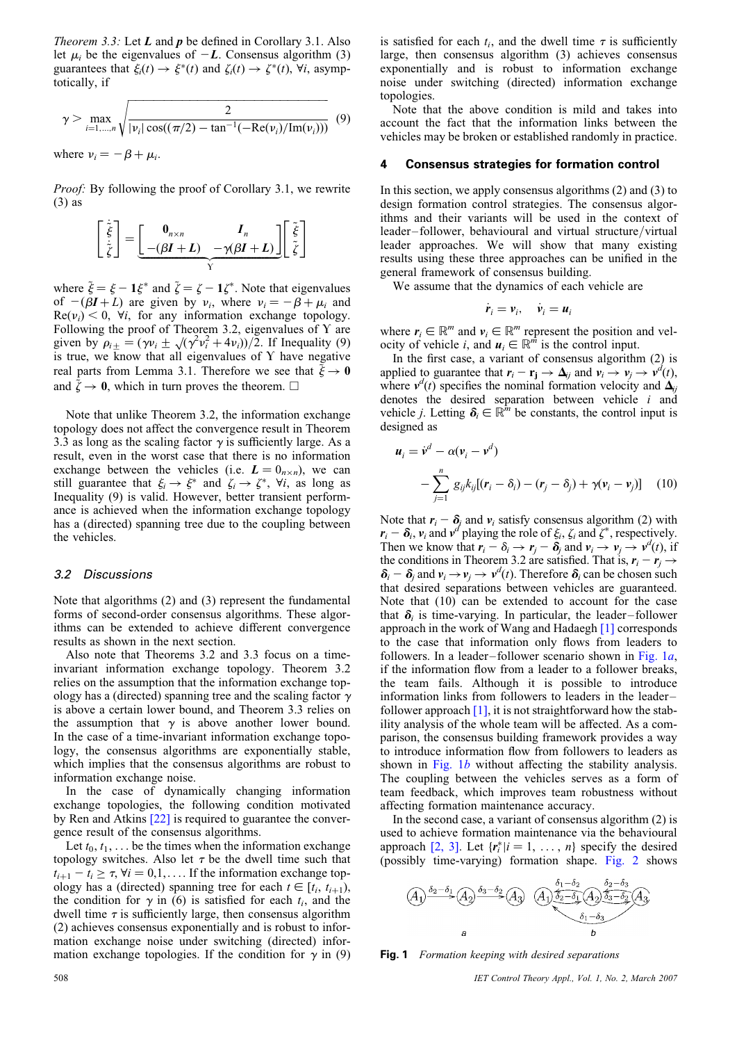*Theorem 3.3:* Let $\boldsymbol{L}$ and $\boldsymbol{p}$ be defined in Corollary 3.1. Also let $\mu_i$ be the eigenvalues of $-\boldsymbol{L}$. Consensus algorithm (3) guarantees that $\xi_i(t) \to \xi^*(t)$ and $\zeta_i(t) \to \zeta^*(t)$, $\forall i$, asymptotically, if

$$\gamma > \max_{i=1,\ldots,n} \sqrt{\frac{2}{|\nu_i| \cos((\pi/2) - \tan^{-1}(-\mathrm{Re}(\nu_i)/\mathrm{Im}(\nu_i)))}} \quad (9)$$

where $\nu_i = -\beta + \mu_i$.

*Proof:* By following the proof of Corollary 3.1, we rewrite (3) as

$$\begin{bmatrix} \dot{\tilde{\xi}} \\ \dot{\tilde{\zeta}} \end{bmatrix} = \underbrace{\begin{bmatrix} \boldsymbol{0}_{n\times n} & \boldsymbol{I}_n \\ -(\beta \boldsymbol{I} + \boldsymbol{L}) & -\gamma(\beta \boldsymbol{I} + \boldsymbol{L}) \end{bmatrix}}_{\Upsilon} \begin{bmatrix} \tilde{\xi} \\ \tilde{\zeta} \end{bmatrix}$$

where $\tilde{\xi} = \xi - \boldsymbol{1}\xi^*$ and $\tilde{\zeta} = \zeta - \boldsymbol{1}\zeta^*$. Note that eigenvalues of $-(\beta\boldsymbol{I} + L)$ are given by $\nu_i$, where $\nu_i = -\beta + \mu_i$ and $\mathrm{Re}(\nu_i) < 0$, $\forall i$, for any information exchange topology. Following the proof of Theorem 3.2, eigenvalues of $\Upsilon$ are given by $\rho_{i\pm} = (\gamma\nu_i \pm \sqrt{(\gamma^2\nu_i^2 + 4\nu_i)})/2$. If Inequality (9) is valid, we know that all eigenvalues of $\Upsilon$ have negative real parts from Lemma 3.1. Therefore we see that $\tilde{\xi} \to \boldsymbol{0}$ and $\tilde{\zeta} \to \boldsymbol{0}$, which in turn proves the theorem. □

Note that unlike Theorem 3.2, the information exchange topology does not affect the convergence result in Theorem 3.3 as long as the scaling factor $\gamma$ is sufficiently large. As a result, even in the worst case that there is no information exchange between the vehicles (i.e. $\boldsymbol{L} = 0_{n\times n}$), we can still guarantee that $\xi_i \to \xi^*$ and $\zeta_i \to \zeta^*$, $\forall i$, as long as Inequality (9) is valid. However, better transient performance is achieved when the information exchange topology has a (directed) spanning tree due to the coupling between the vehicles.

### *3.2 Discussions*

Note that algorithms (2) and (3) represent the fundamental forms of second-order consensus algorithms. These algorithms can be extended to achieve different convergence results as shown in the next section.

Also note that Theorems 3.2 and 3.3 focus on a time-invariant information exchange topology. Theorem 3.2 relies on the assumption that the information exchange topology has a (directed) spanning tree and the scaling factor $\gamma$ is above a certain lower bound, and Theorem 3.3 relies on the assumption that $\gamma$ is above another lower bound. In the case of a time-invariant information exchange topology, the consensus algorithms are exponentially stable, which implies that the consensus algorithms are robust to information exchange noise.

In the case of dynamically changing information exchange topologies, the following condition motivated by Ren and Atkins [22] is required to guarantee the convergence result of the consensus algorithms.

Let $t_0, t_1, \ldots$ be the times when the information exchange topology switches. Also let $\tau$ be the dwell time such that $t_{i+1} - t_i \geq \tau$, $\forall i = 0, 1, \ldots$. If the information exchange topology has a (directed) spanning tree for each $t \in [t_i, t_{i+1})$, the condition for $\gamma$ in (6) is satisfied for each $t_i$, and the dwell time $\tau$ is sufficiently large, then consensus algorithm (2) achieves consensus exponentially and is robust to information exchange noise under switching (directed) information exchange topologies. If the condition for $\gamma$ in (9) is satisfied for each $t_i$, and the dwell time $\tau$ is sufficiently large, then consensus algorithm (3) achieves consensus exponentially and is robust to information exchange noise under switching (directed) information exchange topologies.

Note that the above condition is mild and takes into account the fact that the information links between the vehicles may be broken or established randomly in practice.

## 4 Consensus strategies for formation control

In this section, we apply consensus algorithms (2) and (3) to design formation control strategies. The consensus algorithms and their variants will be used in the context of leader–follower, behavioural and virtual structure/virtual leader approaches. We will show that many existing results using these three approaches can be unified in the general framework of consensus building.

We assume that the dynamics of each vehicle are

$$\dot{\boldsymbol{r}}_i = \boldsymbol{v}_i, \quad \dot{\boldsymbol{v}}_i = \boldsymbol{u}_i$$

where $\boldsymbol{r}_i \in \mathbb{R}^m$ and $\boldsymbol{v}_i \in \mathbb{R}^m$ represent the position and velocity of vehicle $i$, and $\boldsymbol{u}_i \in \mathbb{R}^m$ is the control input.

In the first case, a variant of consensus algorithm (2) is applied to guarantee that $\boldsymbol{r}_i - \boldsymbol{r}_j \to \boldsymbol{\Delta}_{ij}$ and $\boldsymbol{v}_i \to \boldsymbol{v}_j \to \boldsymbol{v}^d(t)$, where $\boldsymbol{v}^d(t)$ specifies the nominal formation velocity and $\boldsymbol{\Delta}_{ij}$ denotes the desired separation between vehicle $i$ and vehicle $j$. Letting $\boldsymbol{\delta}_i \in \mathbb{R}^m$ be constants, the control input is designed as

$$\boldsymbol{u}_i = \dot{\boldsymbol{v}}^d - \alpha(\boldsymbol{v}_i - \boldsymbol{v}^d) - \sum_{j=1}^{n} g_{ij}k_{ij}[(\boldsymbol{r}_i - \delta_i) - (\boldsymbol{r}_j - \delta_j) + \gamma(\boldsymbol{v}_i - \boldsymbol{v}_j)] \quad (10)$$

Note that $\boldsymbol{r}_i - \boldsymbol{\delta}_i$ and $\boldsymbol{v}_i$ satisfy consensus algorithm (2) with $\boldsymbol{r}_i - \boldsymbol{\delta}_i$, $\boldsymbol{v}_i$ and $\boldsymbol{v}^d$ playing the role of $\xi_i$, $\zeta_i$ and $\zeta^*$, respectively. Then we know that $\boldsymbol{r}_i - \delta_i \to \boldsymbol{r}_j - \boldsymbol{\delta}_j$ and $\boldsymbol{v}_i \to \boldsymbol{v}_j \to \boldsymbol{v}^d(t)$, if the conditions in Theorem 3.2 are satisfied. That is, $\boldsymbol{r}_i - \boldsymbol{r}_j \to \boldsymbol{\delta}_i - \boldsymbol{\delta}_j$ and $\boldsymbol{v}_i \to \boldsymbol{v}_j \to \boldsymbol{v}^d(t)$. Therefore $\boldsymbol{\delta}_i$ can be chosen such that desired separations between vehicles are guaranteed. Note that (10) can be extended to account for the case that $\boldsymbol{\delta}_i$ is time-varying. In particular, the leader–follower approach in the work of Wang and Hadaegh [1] corresponds to the case that information only flows from leaders to followers. In a leader–follower scenario shown in Fig. 1*a*, if the information flow from a leader to a follower breaks, the team fails. Although it is possible to introduce information links from followers to leaders in the leader–follower approach [1], it is not straightforward how the stability analysis of the whole team will be affected. As a comparison, the consensus building framework provides a way to introduce information flow from followers to leaders as shown in Fig. 1*b* without affecting the stability analysis. The coupling between the vehicles serves as a form of team feedback, which improves team robustness without affecting formation maintenance accuracy.

In the second case, a variant of consensus algorithm (2) is used to achieve formation maintenance via the behavioural approach [2, 3]. Let $\{\boldsymbol{r}_i^* | i = 1, \ldots, n\}$ specify the desired (possibly time-varying) formation shape. Fig. 2 shows

**Fig. 1** *Formation keeping with desired separations*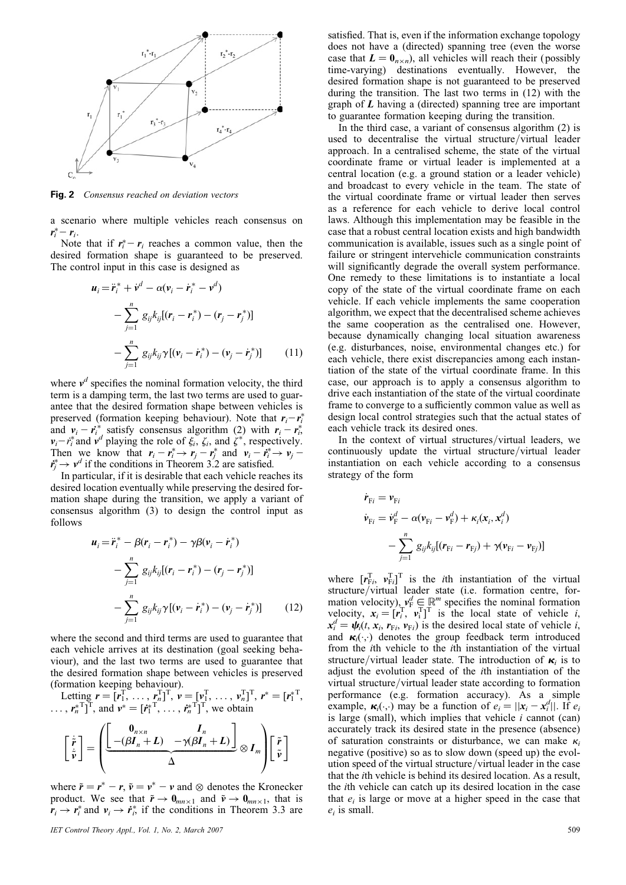**Fig. 2** *Consensus reached on deviation vectors*

a scenario where multiple vehicles reach consensus on $\boldsymbol{r}_i^* - \boldsymbol{r}_i$.

Note that if $\boldsymbol{r}_i^* - \boldsymbol{r}_i$ reaches a common value, then the desired formation shape is guaranteed to be preserved. The control input in this case is designed as

$$\boldsymbol{u}_i = \ddot{\boldsymbol{r}}_i^* + \dot{\boldsymbol{v}}^d - \alpha(\boldsymbol{v}_i - \dot{\boldsymbol{r}}_i^* - \boldsymbol{v}^d) - \sum_{j=1}^{n} g_{ij}k_{ij}[(\boldsymbol{r}_i - \boldsymbol{r}_i^*) - (\boldsymbol{r}_j - \boldsymbol{r}_j^*)] - \sum_{j=1}^{n} g_{ij}k_{ij}\gamma[(\boldsymbol{v}_i - \dot{\boldsymbol{r}}_i^*) - (\boldsymbol{v}_j - \dot{\boldsymbol{r}}_j^*)] \quad (11)$$

where $\boldsymbol{v}^d$ specifies the nominal formation velocity, the third term is a damping term, the last two terms are used to guarantee that the desired formation shape between vehicles is preserved (formation keeping behaviour). Note that $\boldsymbol{r}_i - \boldsymbol{r}_i^*$ and $\boldsymbol{v}_i - \dot{\boldsymbol{r}}_i^*$ satisfy consensus algorithm (2) with $\boldsymbol{r}_i - \boldsymbol{r}_i^*$, $\boldsymbol{v}_i - \dot{\boldsymbol{r}}_i^*$ and $\boldsymbol{v}^d$ playing the role of $\xi_i$, $\zeta_i$, and $\zeta^*$, respectively. Then we know that $\boldsymbol{r}_i - \boldsymbol{r}_i^* \to \boldsymbol{r}_j - \boldsymbol{r}_j^*$ and $\boldsymbol{v}_i - \dot{\boldsymbol{r}}_i^* \to \boldsymbol{v}_j - \dot{\boldsymbol{r}}_j^* \to \boldsymbol{v}^d$ if the conditions in Theorem 3.2 are satisfied.

In particular, if it is desirable that each vehicle reaches its desired location eventually while preserving the desired formation shape during the transition, we apply a variant of consensus algorithm (3) to design the control input as follows

$$\boldsymbol{u}_i = \ddot{\boldsymbol{r}}_i^* - \beta(\boldsymbol{r}_i - \boldsymbol{r}_i^*) - \gamma\beta(\boldsymbol{v}_i - \dot{\boldsymbol{r}}_i^*) - \sum_{j=1}^{n} g_{ij}k_{ij}[(\boldsymbol{r}_i - \boldsymbol{r}_i^*) - (\boldsymbol{r}_j - \boldsymbol{r}_j^*)] - \sum_{j=1}^{n} g_{ij}k_{ij}\gamma[(\boldsymbol{v}_i - \dot{\boldsymbol{r}}_i^*) - (\boldsymbol{v}_j - \dot{\boldsymbol{r}}_j^*)] \quad (12)$$

where the second and third terms are used to guarantee that each vehicle arrives at its destination (goal seeking behaviour), and the last two terms are used to guarantee that the desired formation shape between vehicles is preserved (formation keeping behaviour).

Letting $\boldsymbol{r} = [\boldsymbol{r}_1^{\mathrm{T}}, \ldots, \boldsymbol{r}_n^{\mathrm{T}}]^{\mathrm{T}}$, $\boldsymbol{v} = [\boldsymbol{v}_1^{\mathrm{T}}, \ldots, \boldsymbol{v}_n^{\mathrm{T}}]^{\mathrm{T}}$, $\boldsymbol{r}^* = [\boldsymbol{r}_1^{*\mathrm{T}}, \ldots, \boldsymbol{r}_n^{*\mathrm{T}}]^{\mathrm{T}}$, and $\boldsymbol{v}^* = [\dot{\boldsymbol{r}}_1^{*\mathrm{T}}, \ldots, \dot{\boldsymbol{r}}_n^{*\mathrm{T}}]^{\mathrm{T}}$, we obtain

$$\begin{bmatrix} \dot{\tilde{\boldsymbol{r}}} \\ \dot{\tilde{\boldsymbol{v}}} \end{bmatrix} = \left( \underbrace{\begin{bmatrix} \boldsymbol{0}_{n\times n} & \boldsymbol{I}_n \\ -(\beta \boldsymbol{I}_n + \boldsymbol{L}) & -\gamma(\beta \boldsymbol{I}_n + \boldsymbol{L}) \end{bmatrix}}_{\Delta} \otimes \boldsymbol{I}_m \right) \begin{bmatrix} \tilde{\boldsymbol{r}} \\ \tilde{\boldsymbol{v}} \end{bmatrix}$$

where $\tilde{\boldsymbol{r}} = \boldsymbol{r}^* - \boldsymbol{r}$, $\tilde{\boldsymbol{v}} = \boldsymbol{v}^* - \boldsymbol{v}$ and $\otimes$ denotes the Kronecker product. We see that $\tilde{\boldsymbol{r}} \to \boldsymbol{0}_{mn\times 1}$ and $\tilde{\boldsymbol{v}} \to \boldsymbol{0}_{mn\times 1}$, that is $\boldsymbol{r}_i \to \boldsymbol{r}_i^*$ and $\boldsymbol{v}_i \to \dot{\boldsymbol{r}}_i^*$, if the conditions in Theorem 3.3 are satisfied. That is, even if the information exchange topology does not have a (directed) spanning tree (even the worse case that $\boldsymbol{L} = \boldsymbol{0}_{n\times n}$), all vehicles will reach their (possibly time-varying) destinations eventually. However, the desired formation shape is not guaranteed to be preserved during the transition. The last two terms in (12) with the graph of $\boldsymbol{L}$ having a (directed) spanning tree are important to guarantee formation keeping during the transition.

In the third case, a variant of consensus algorithm (2) is used to decentralise the virtual structure/virtual leader approach. In a centralised scheme, the state of the virtual coordinate frame or virtual leader is implemented at a central location (e.g. a ground station or a leader vehicle) and broadcast to every vehicle in the team. The state of the virtual coordinate frame or virtual leader then serves as a reference for each vehicle to derive local control laws. Although this implementation may be feasible in the case that a robust central location exists and high bandwidth communication is available, issues such as a single point of failure or stringent intervehicle communication constraints will significantly degrade the overall system performance. One remedy to these limitations is to instantiate a local copy of the state of the virtual coordinate frame on each vehicle. If each vehicle implements the same cooperation algorithm, we expect that the decentralised scheme achieves the same cooperation as the centralised one. However, because dynamically changing local situation awareness (e.g. disturbances, noise, environmental changes etc.) for each vehicle, there exist discrepancies among each instantiation of the state of the virtual coordinate frame. In this case, our approach is to apply a consensus algorithm to drive each instantiation of the state of the virtual coordinate frame to converge to a sufficiently common value as well as design local control strategies such that the actual states of each vehicle track its desired ones.

In the context of virtual structures/virtual leaders, we continuously update the virtual structure/virtual leader instantiation on each vehicle according to a consensus strategy of the form

$$\dot{\boldsymbol{r}}_{\mathrm{F}i} = \boldsymbol{v}_{\mathrm{F}i}$$
$$\dot{\boldsymbol{v}}_{\mathrm{F}i} = \dot{\boldsymbol{v}}_{\mathrm{F}}^d - \alpha(\boldsymbol{v}_{\mathrm{F}i} - \boldsymbol{v}_{\mathrm{F}}^d) + \boldsymbol{\kappa}_i(\boldsymbol{x}_i, \boldsymbol{x}_i^d) - \sum_{j=1}^{n} g_{ij}k_{ij}[(\boldsymbol{r}_{\mathrm{F}i} - \boldsymbol{r}_{\mathrm{F}j}) + \gamma(\boldsymbol{v}_{\mathrm{F}i} - \boldsymbol{v}_{\mathrm{F}j})]$$

where $[\boldsymbol{r}_{\mathrm{F}i}^{\mathrm{T}}, \boldsymbol{v}_{\mathrm{F}i}^{\mathrm{T}}]^{\mathrm{T}}$ is the $i$th instantiation of the virtual structure/virtual leader state (i.e. formation centre, formation velocity), $\boldsymbol{v}_{\mathrm{F}}^d \in \mathbb{R}^m$ specifies the nominal formation velocity, $\boldsymbol{x}_i = [\boldsymbol{r}_i^{\mathrm{T}}, \boldsymbol{v}_i^{\mathrm{T}}]^{\mathrm{T}}$ is the local state of vehicle $i$, $\boldsymbol{x}_i^d = \boldsymbol{\psi}_i(t, \boldsymbol{x}_i, \boldsymbol{r}_{\mathrm{F}i}, \boldsymbol{v}_{\mathrm{F}i})$ is the desired local state of vehicle $i$, and $\boldsymbol{\kappa}_i(\cdot,\cdot)$ denotes the group feedback term introduced from the $i$th vehicle to the $i$th instantiation of the virtual structure/virtual leader state. The introduction of $\boldsymbol{\kappa}_i$ is to adjust the evolution speed of the $i$th instantiation of the virtual structure/virtual leader state according to formation performance (e.g. formation accuracy). As a simple example, $\boldsymbol{\kappa}_i(\cdot,\cdot)$ may be a function of $e_i = \|\boldsymbol{x}_i - \boldsymbol{x}_i^d\|$. If $e_i$ is large (small), which implies that vehicle $i$ cannot (can) accurately track its desired state in the presence (absence) of saturation constraints or disturbance, we can make $\kappa_i$ negative (positive) so as to slow down (speed up) the evolution speed of the virtual structure/virtual leader in the case that the $i$th vehicle is behind its desired location. As a result, the $i$th vehicle can catch up its desired location in the case that $e_i$ is large or move at a higher speed in the case that $e_i$ is small.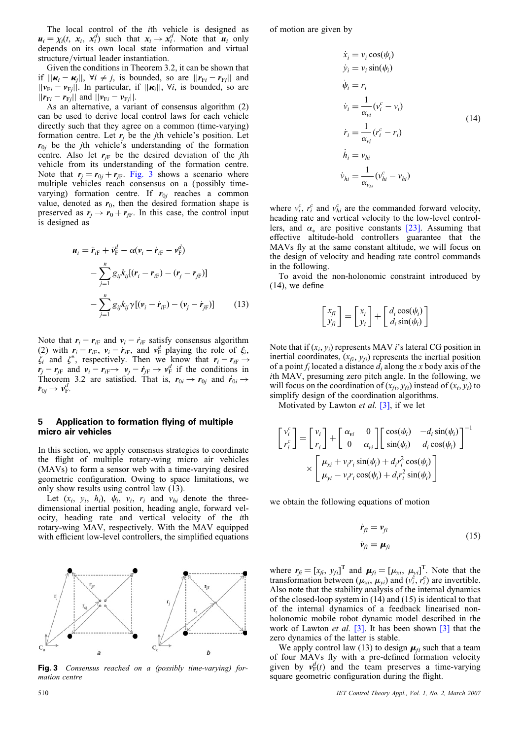The local control of the $i$th vehicle is designed as $\boldsymbol{u}_i = \chi_i(t, \boldsymbol{x}_i, \boldsymbol{x}_i^d)$ such that $\boldsymbol{x}_i \to \boldsymbol{x}_i^d$. Note that $\boldsymbol{u}_i$ only depends on its own local state information and virtual structure/virtual leader instantiation.

Given the conditions in Theorem 3.2, it can be shown that if $||\boldsymbol{\kappa}_i - \boldsymbol{\kappa}_j||$, $\forall i \neq j$, is bounded, so are $||\boldsymbol{r}_{Fi} - \boldsymbol{r}_{Fj}||$ and $||\boldsymbol{v}_{Fi} - \boldsymbol{v}_{Fj}||$. In particular, if $||\boldsymbol{\kappa}_i||$, $\forall i$, is bounded, so are $||\boldsymbol{r}_{Fi} - \boldsymbol{r}_{Fj}||$ and $||\boldsymbol{v}_{Fi} - \boldsymbol{v}_{Fj}||$.

As an alternative, a variant of consensus algorithm (2) can be used to derive local control laws for each vehicle directly such that they agree on a common (time-varying) formation centre. Let $\boldsymbol{r}_j$ be the $j$th vehicle's position. Let $\boldsymbol{r}_{0j}$ be the $j$th vehicle's understanding of the formation centre. Also let $\boldsymbol{r}_{jF}$ be the desired deviation of the $j$th vehicle from its understanding of the formation centre. Note that $\boldsymbol{r}_j = \boldsymbol{r}_{0j} + \boldsymbol{r}_{jF}$. Fig. 3 shows a scenario where multiple vehicles reach consensus on a (possibly time-varying) formation centre. If $\boldsymbol{r}_{0j}$ reaches a common value, denoted as $\boldsymbol{r}_0$, then the desired formation shape is preserved as $\boldsymbol{r}_j \to \boldsymbol{r}_0 + \boldsymbol{r}_{jF}$. In this case, the control input is designed as

$$\begin{aligned}
\boldsymbol{u}_i &= \ddot{\boldsymbol{r}}_{iF} + \dot{\boldsymbol{v}}_F^d - \alpha(\boldsymbol{v}_i - \dot{\boldsymbol{r}}_{iF} - \boldsymbol{v}_F^d) \\
&\quad - \sum_{j=1}^{n} g_{ij}k_{ij}[(\boldsymbol{r}_i - \boldsymbol{r}_{iF}) - (\boldsymbol{r}_j - \boldsymbol{r}_{jF})] \\
&\quad - \sum_{j=1}^{n} g_{ij}k_{ij}\gamma[(\boldsymbol{v}_i - \dot{\boldsymbol{r}}_{iF}) - (\boldsymbol{v}_j - \dot{\boldsymbol{r}}_{jF})] \qquad (13)
\end{aligned}$$

Note that $\boldsymbol{r}_i - \boldsymbol{r}_{iF}$ and $\boldsymbol{v}_i - \dot{\boldsymbol{r}}_{iF}$ satisfy consensus algorithm (2) with $\boldsymbol{r}_i - \boldsymbol{r}_{iF}$, $\boldsymbol{v}_i - \dot{\boldsymbol{r}}_{iF}$, and $\boldsymbol{v}_F^d$ playing the role of $\xi_i$, $\zeta_i$ and $\zeta^*$, respectively. Then we know that $\boldsymbol{r}_i - \boldsymbol{r}_{iF} \to \boldsymbol{r}_j - \boldsymbol{r}_{jF}$ and $\boldsymbol{v}_i - \dot{\boldsymbol{r}}_{iF} \to \boldsymbol{v}_j - \dot{\boldsymbol{r}}_{jF} \to \boldsymbol{v}_F^d$ if the conditions in Theorem 3.2 are satisfied. That is, $\boldsymbol{r}_{0i} \to \boldsymbol{r}_{0j}$ and $\dot{\boldsymbol{r}}_{0i} \to \dot{\boldsymbol{r}}_{0j} \to \boldsymbol{v}_F^d$.

## 5 Application to formation flying of multiple micro air vehicles

In this section, we apply consensus strategies to coordinate the flight of multiple rotary-wing micro air vehicles (MAVs) to form a sensor web with a time-varying desired geometric configuration. Owing to space limitations, we only show results using control law (13).

Let $(x_i, y_i, h_i)$, $\psi_i$, $v_i$, $r_i$ and $v_{hi}$ denote the three-dimensional inertial position, heading angle, forward velocity, heading rate and vertical velocity of the $i$th rotary-wing MAV, respectively. With the MAV equipped with efficient low-level controllers, the simplified equations of motion are given by

$$\begin{aligned}
\dot{x}_i &= v_i \cos(\psi_i) \\
\dot{y}_i &= v_i \sin(\psi_i) \\
\dot{\psi}_i &= r_i \\
\dot{v}_i &= \frac{1}{\alpha_{vi}}(v_i^c - v_i) \\
\dot{r}_i &= \frac{1}{\alpha_{ri}}(r_i^c - r_i) \\
\dot{h}_i &= v_{hi} \\
\dot{v}_{hi} &= \frac{1}{\alpha_{v_{hi}}}(v_{hi}^c - v_{hi})
\end{aligned} \qquad (14)$$

where $v_i^c$, $r_i^c$ and $v_{hi}^c$ are the commanded forward velocity, heading rate and vertical velocity to the low-level controllers, and $\alpha_*$ are positive constants [23]. Assuming that effective altitude-hold controllers guarantee that the MAVs fly at the same constant altitude, we will focus on the design of velocity and heading rate control commands in the following.

To avoid the non-holonomic constraint introduced by (14), we define

$$\begin{bmatrix} x_{fi} \\ y_{fi} \end{bmatrix} = \begin{bmatrix} x_i \\ y_i \end{bmatrix} + \begin{bmatrix} d_i \cos(\psi_i) \\ d_i \sin(\psi_i) \end{bmatrix}$$

Note that if $(x_i, y_i)$ represents MAV $i$'s lateral CG position in inertial coordinates, $(x_{fi}, y_{fi})$ represents the inertial position of a point $f_i$ located a distance $d_i$ along the $x$ body axis of the $i$th MAV, presuming zero pitch angle. In the following, we will focus on the coordination of $(x_{fi}, y_{fi})$ instead of $(x_i, y_i)$ to simplify design of the coordination algorithms.

Motivated by Lawton *et al.* [3], if we let

$$\begin{aligned}
\begin{bmatrix} v_i^c \\ r_i^c \end{bmatrix} &= \begin{bmatrix} v_i \\ r_i \end{bmatrix} + \begin{bmatrix} \alpha_{vi} & 0 \\ 0 & \alpha_{ri} \end{bmatrix} \begin{bmatrix} \cos(\psi_i) & -d_i \sin(\psi_i) \\ \sin(\psi_i) & d_i \cos(\psi_i) \end{bmatrix}^{-1} \\
&\quad \times \begin{bmatrix} \mu_{xi} + v_i r_i \sin(\psi_i) + d_i r_i^2 \cos(\psi_i) \\ \mu_{yi} - v_i r_i \cos(\psi_i) + d_i r_i^2 \sin(\psi_i) \end{bmatrix}
\end{aligned}$$

we obtain the following equations of motion

$$\begin{aligned}
\dot{\boldsymbol{r}}_{fi} &= \boldsymbol{v}_{fi} \\
\dot{\boldsymbol{v}}_{fi} &= \boldsymbol{\mu}_{fi}
\end{aligned} \qquad (15)$$

where $\boldsymbol{r}_{fi} = [x_{fi}, y_{fi}]^T$ and $\boldsymbol{\mu}_{fi} = [\mu_{xi}, \mu_{yi}]^T$. Note that the transformation between $(\mu_{xi}, \mu_{yi})$ and $(v_i^c, r_i^c)$ are invertible. Also note that the stability analysis of the internal dynamics of the closed-loop system in (14) and (15) is identical to that of the internal dynamics of a feedback linearised non-holonomic mobile robot dynamic model described in the work of Lawton *et al.* [3]. It has been shown [3] that the zero dynamics of the latter is stable.

We apply control law (13) to design $\boldsymbol{\mu}_{fi}$ such that a team of four MAVs fly with a pre-defined formation velocity given by $\boldsymbol{v}_F^d(t)$ and the team preserves a time-varying square geometric configuration during the flight.

**Fig. 3** *Consensus reached on a (possibly time-varying) formation centre*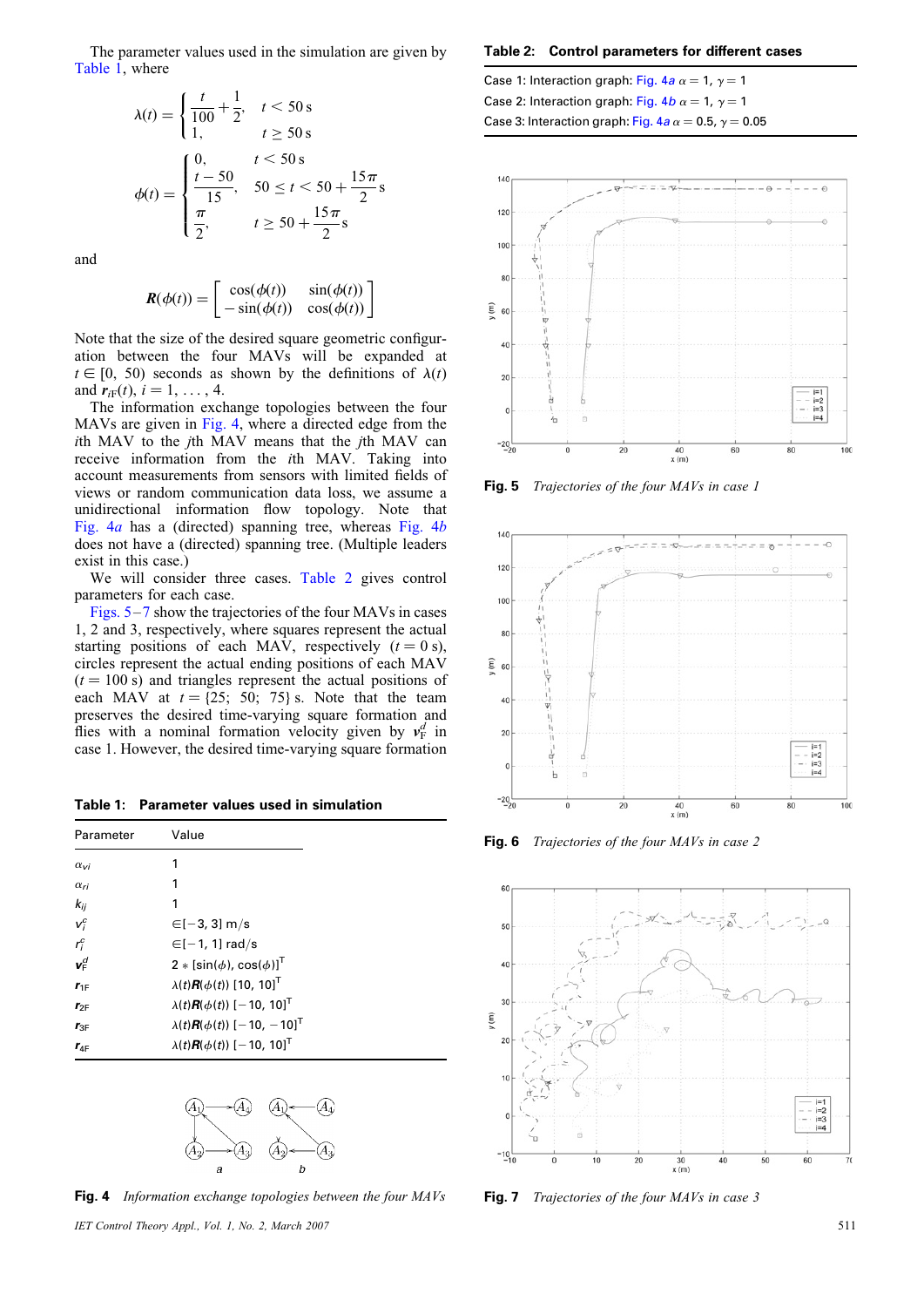The parameter values used in the simulation are given by Table 1, where

$$\lambda(t) = \begin{cases} \dfrac{t}{100} + \dfrac{1}{2}, & t < 50\,\text{s} \\ 1, & t \geq 50\,\text{s} \end{cases}$$

$$\phi(t) = \begin{cases} 0, & t < 50\,\text{s} \\ \dfrac{t-50}{15} & 50 \leq t < 50 + \dfrac{15\pi}{2}\,\text{s} \\ \dfrac{\pi}{2}, & t \geq 50 + \dfrac{15\pi}{2}\,\text{s} \end{cases}$$

and

$$\boldsymbol{R}(\phi(t)) = \begin{bmatrix} \cos(\phi(t)) & \sin(\phi(t)) \\ -\sin(\phi(t)) & \cos(\phi(t)) \end{bmatrix}$$

Note that the size of the desired square geometric configuration between the four MAVs will be expanded at $t \in [0, 50)$ seconds as shown by the definitions of $\lambda(t)$ and $\boldsymbol{r}_{i\text{F}}(t)$, $i = 1, \ldots, 4$.

The information exchange topologies between the four MAVs are given in Fig. 4, where a directed edge from the $i$th MAV to the $j$th MAV means that the $j$th MAV can receive information from the $i$th MAV. Taking into account measurements from sensors with limited fields of views or random communication data loss, we assume a unidirectional information flow topology. Note that Fig. 4$a$ has a (directed) spanning tree, whereas Fig. 4$b$ does not have a (directed) spanning tree. (Multiple leaders exist in this case.)

We will consider three cases. Table 2 gives control parameters for each case.

Figs. 5–7 show the trajectories of the four MAVs in cases 1, 2 and 3, respectively, where squares represent the actual starting positions of each MAV, respectively ($t = 0$ s), circles represent the actual ending positions of each MAV ($t = 100$ s) and triangles represent the actual positions of each MAV at $t = \{25; 50; 75\}$ s. Note that the team preserves the desired time-varying square formation and flies with a nominal formation velocity given by $\boldsymbol{v}_\text{F}^d$ in case 1. However, the desired time-varying square formation

**Table 1: Parameter values used in simulation**

| Parameter | Value |
|---|---|
| $\alpha_{vi}$ | 1 |
| $\alpha_{ri}$ | 1 |
| $k_{ij}$ | 1 |
| $v_i^c$ | $\in[-3, 3]$ m/s |
| $r_i^c$ | $\in[-1, 1]$ rad/s |
| $\boldsymbol{v}_\text{F}^d$ | $2 * [\sin(\phi), \cos(\phi)]^\text{T}$ |
| $\boldsymbol{r}_{1\text{F}}$ | $\lambda(t)\boldsymbol{R}(\phi(t))\,[10, 10]^\text{T}$ |
| $\boldsymbol{r}_{2\text{F}}$ | $\lambda(t)\boldsymbol{R}(\phi(t))\,[-10, 10]^\text{T}$ |
| $\boldsymbol{r}_{3\text{F}}$ | $\lambda(t)\boldsymbol{R}(\phi(t))\,[-10, -10]^\text{T}$ |
| $\boldsymbol{r}_{4\text{F}}$ | $\lambda(t)\boldsymbol{R}(\phi(t))\,[-10, 10]^\text{T}$ |

**Fig. 4** *Information exchange topologies between the four MAVs*

**Table 2: Control parameters for different cases**

Case 1: Interaction graph: Fig. 4$a$ $\alpha = 1$, $\gamma = 1$

Case 2: Interaction graph: Fig. 4$b$ $\alpha = 1$, $\gamma = 1$

Case 3: Interaction graph: Fig. 4$a$ $\alpha = 0.5$, $\gamma = 0.05$

**Fig. 5** *Trajectories of the four MAVs in case 1*

**Fig. 6** *Trajectories of the four MAVs in case 2*

**Fig. 7** *Trajectories of the four MAVs in case 3*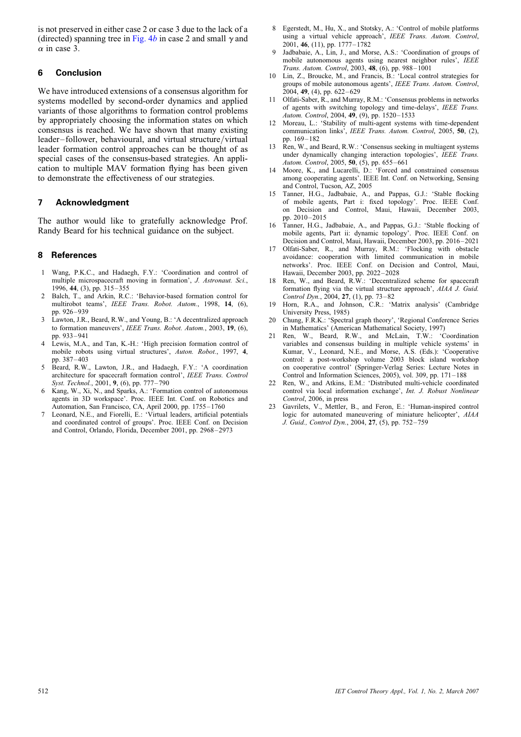is not preserved in either case 2 or case 3 due to the lack of a (directed) spanning tree in Fig. 4*b* in case 2 and small $\gamma$ and $\alpha$ in case 3.

## 6 Conclusion

We have introduced extensions of a consensus algorithm for systems modelled by second-order dynamics and applied variants of those algorithms to formation control problems by appropriately choosing the information states on which consensus is reached. We have shown that many existing leader–follower, behavioural, and virtual structure/virtual leader formation control approaches can be thought of as special cases of the consensus-based strategies. An application to multiple MAV formation flying has been given to demonstrate the effectiveness of our strategies.

## 7 Acknowledgment

The author would like to gratefully acknowledge Prof. Randy Beard for his technical guidance on the subject.

## 8 References

1. Wang, P.K.C., and Hadaegh, F.Y.: 'Coordination and control of multiple microspacecraft moving in formation', *J. Astronaut. Sci.*, 1996, **44**, (3), pp. 315–355
2. Balch, T., and Arkin, R.C.: 'Behavior-based formation control for multirobot teams', *IEEE Trans. Robot. Autom.*, 1998, **14**, (6), pp. 926–939
3. Lawton, J.R., Beard, R.W., and Young, B.: 'A decentralized approach to formation maneuvers', *IEEE Trans. Robot. Autom.*, 2003, **19**, (6), pp. 933–941
4. Lewis, M.A., and Tan, K.-H.: 'High precision formation control of mobile robots using virtual structures', *Auton. Robot.*, 1997, **4**, pp. 387–403
5. Beard, R.W., Lawton, J.R., and Hadaegh, F.Y.: 'A coordination architecture for spacecraft formation control', *IEEE Trans. Control Syst. Technol.*, 2001, **9**, (6), pp. 777–790
6. Kang, W., Xi, N., and Sparks, A.: 'Formation control of autonomous agents in 3D workspace'. Proc. IEEE Int. Conf. on Robotics and Automation, San Francisco, CA, April 2000, pp. 1755–1760
7. Leonard, N.E., and Fiorelli, E.: 'Virtual leaders, artificial potentials and coordinated control of groups'. Proc. IEEE Conf. on Decision and Control, Orlando, Florida, December 2001, pp. 2968–2973
8. Egerstedt, M., Hu, X., and Stotsky, A.: 'Control of mobile platforms using a virtual vehicle approach', *IEEE Trans. Autom. Control*, 2001, **46**, (11), pp. 1777–1782
9. Jadbabaie, A., Lin, J., and Morse, A.S.: 'Coordination of groups of mobile autonomous agents using nearest neighbor rules', *IEEE Trans. Autom. Control*, 2003, **48**, (6), pp. 988–1001
10. Lin, Z., Broucke, M., and Francis, B.: 'Local control strategies for groups of mobile autonomous agents', *IEEE Trans. Autom. Control*, 2004, **49**, (4), pp. 622–629
11. Olfati-Saber, R., and Murray, R.M.: 'Consensus problems in networks of agents with switching topology and time-delays', *IEEE Trans. Autom. Control*, 2004, **49**, (9), pp. 1520–1533
12. Moreau, L.: 'Stability of multi-agent systems with time-dependent communication links', *IEEE Trans. Autom. Control*, 2005, **50**, (2), pp. 169–182
13. Ren, W., and Beard, R.W.: 'Consensus seeking in multiagent systems under dynamically changing interaction topologies', *IEEE Trans. Autom. Control*, 2005, **50**, (5), pp. 655–661
14. Moore, K., and Lucarelli, D.: 'Forced and constrained consensus among cooperating agents'. IEEE Int. Conf. on Networking, Sensing and Control, Tucson, AZ, 2005
15. Tanner, H.G., Jadbabaie, A., and Pappas, G.J.: 'Stable flocking of mobile agents, Part i: fixed topology'. Proc. IEEE Conf. on Decision and Control, Maui, Hawaii, December 2003, pp. 2010–2015
16. Tanner, H.G., Jadbabaie, A., and Pappas, G.J.: 'Stable flocking of mobile agents, Part ii: dynamic topology'. Proc. IEEE Conf. on Decision and Control, Maui, Hawaii, December 2003, pp. 2016–2021
17. Olfati-Saber, R., and Murray, R.M.: 'Flocking with obstacle avoidance: cooperation with limited communication in mobile networks'. Proc. IEEE Conf. on Decision and Control, Maui, Hawaii, December 2003, pp. 2022–2028
18. Ren, W., and Beard, R.W.: 'Decentralized scheme for spacecraft formation flying via the virtual structure approach', *AIAA J. Guid. Control Dyn.*, 2004, **27**, (1), pp. 73–82
19. Horn, R.A., and Johnson, C.R.: 'Matrix analysis' (Cambridge University Press, 1985)
20. Chung, F.R.K.: 'Spectral graph theory', 'Regional Conference Series in Mathematics' (American Mathematical Society, 1997)
21. Ren, W., Beard, R.W., and McLain, T.W.: 'Coordination variables and consensus building in multiple vehicle systems' in Kumar, V., Leonard, N.E., and Morse, A.S. (Eds.): 'Cooperative control: a post-workshop volume 2003 block island workshop on cooperative control' (Springer-Verlag Series: Lecture Notes in Control and Information Sciences, 2005), vol. 309, pp. 171–188
22. Ren, W., and Atkins, E.M.: 'Distributed multi-vehicle coordinated control via local information exchange', *Int. J. Robust Nonlinear Control*, 2006, in press
23. Gavrilets, V., Mettler, B., and Feron, E.: 'Human-inspired control logic for automated maneuvering of miniature helicopter', *AIAA J. Guid., Control Dyn.*, 2004, **27**, (5), pp. 752–759